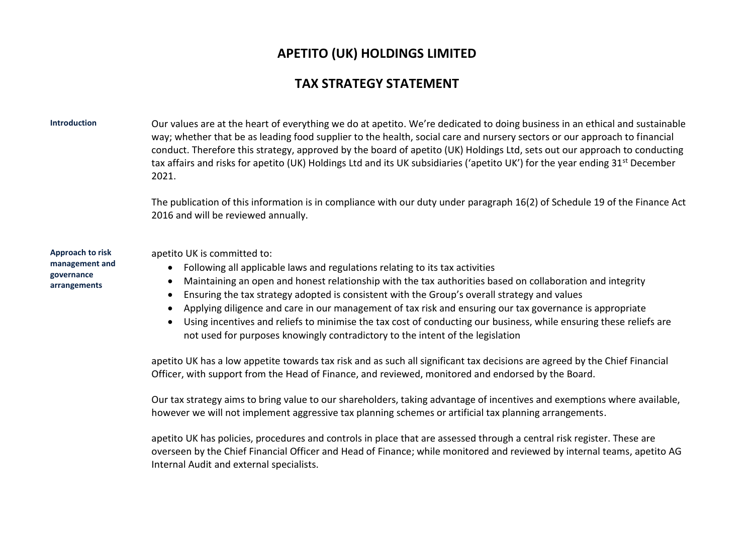# APETITO (UK) HOLDINGS LIMITED

## TAX STRATEGY STATEMENT

### Introduction

Our values are at the heart of everything we do at apetito. We're dedicated to doing business in an ethical and sustainable way; whether that be as leading food supplier to the health, social care and nursery sectors or our approach to financial conduct. Therefore this strategy, approved by the board of apetito (UK) Holdings Ltd, sets out our approach to conducting tax affairs and risks for apetito (UK) Holdings Ltd and its UK subsidiaries ('apetito UK') for the year ending 31st December 2021.

The publication of this information is in compliance with our duty under paragraph 16(2) of Schedule 19 of the Finance Act 2016 and will be reviewed annually.

### Approach to risk management and governance arrangements

apetito UK is committed to:

- Following all applicable laws and regulations relating to its tax activities
- Maintaining an open and honest relationship with the tax authorities based on collaboration and integrity
- Ensuring the tax strategy adopted is consistent with the Group's overall strategy and values
- Applying diligence and care in our management of tax risk and ensuring our tax governance is appropriate
- Using incentives and reliefs to minimise the tax cost of conducting our business, while ensuring these reliefs are not used for purposes knowingly contradictory to the intent of the legislation

apetito UK has a low appetite towards tax risk and as such all significant tax decisions are agreed by the Chief Financial Officer, with support from the Head of Finance, and reviewed, monitored and endorsed by the Board.

Our tax strategy aims to bring value to our shareholders, taking advantage of incentives and exemptions where available, however we will not implement aggressive tax planning schemes or artificial tax planning arrangements.

apetito UK has policies, procedures and controls in place that are assessed through a central risk register. These are overseen by the Chief Financial Officer and Head of Finance; while monitored and reviewed by internal teams, apetito AG Internal Audit and external specialists.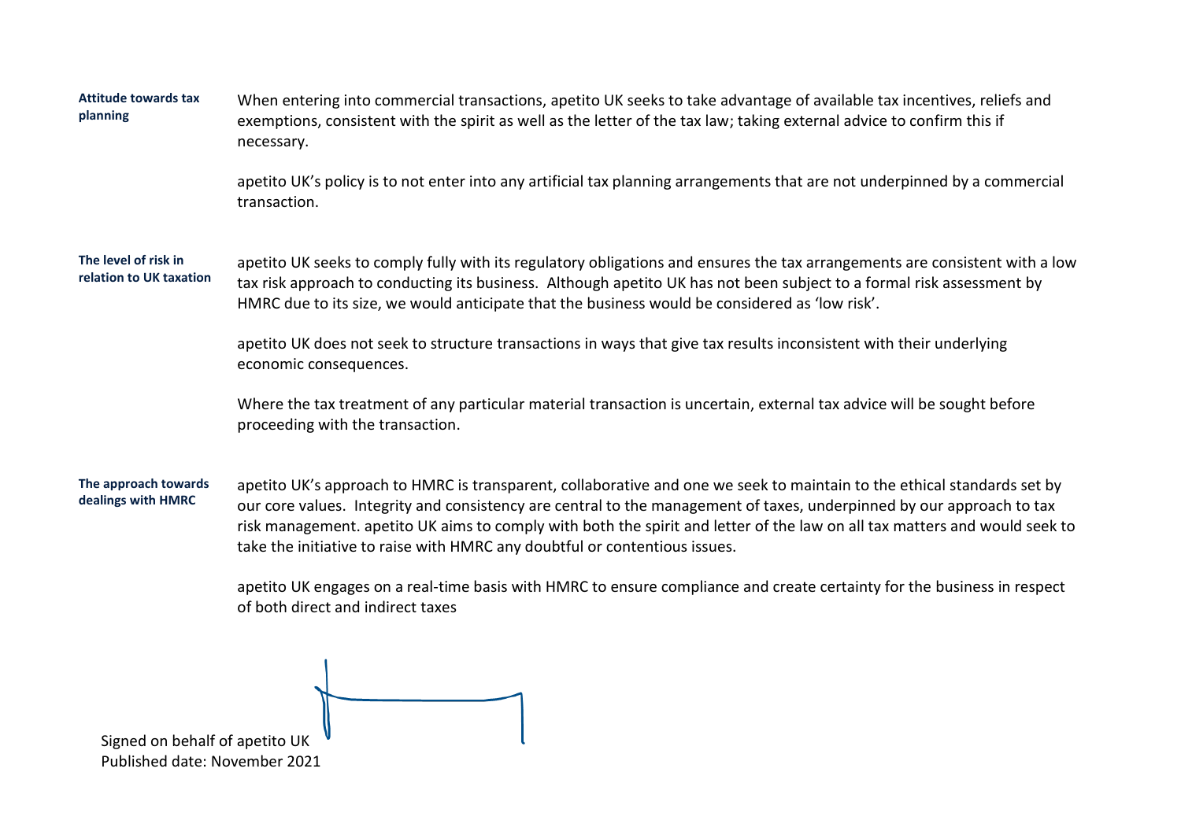**Attitude towards tax planning**

When entering into commercial transactions, apetito UK seeks to take advantage of available tax incentives, reliefs and exemptions, consistent with the spirit as well as the letter of the tax law; taking external advice to confirm this if necessary.

apetito UK's policy is to not enter into any artificial tax planning arrangements that are not underpinned by a commercial transaction.

**The level of risk in relation to UK taxation**

apetito UK seeks to comply fully with its regulatory obligations and ensures the tax arrangements are consistent with a low tax risk approach to conducting its business. Although apetito UK has not been subject to a formal risk assessment by HMRC due to its size, we would anticipate that the business would be considered as 'low risk'.

apetito UK does not seek to structure transactions in ways that give tax results inconsistent with their underlying economic consequences.

Where the tax treatment of any particular material transaction is uncertain, external tax advice will be sought before proceeding with the transaction.

**The approach towards dealings with HMRC**

apetito UK's approach to HMRC is transparent, collaborative and one we seek to maintain to the ethical standards set by our core values. Integrity and consistency are central to the management of taxes, underpinned by our approach to tax risk management. apetito UK aims to comply with both the spirit and letter of the law on all tax matters and would seek to take the initiative to raise with HMRC any doubtful or contentious issues.

apetito UK engages on a real-time basis with HMRC to ensure compliance and create certainty for the business in respect of both direct and indirect taxes

Signed on behalf of apetito UK
Published date: November 2021